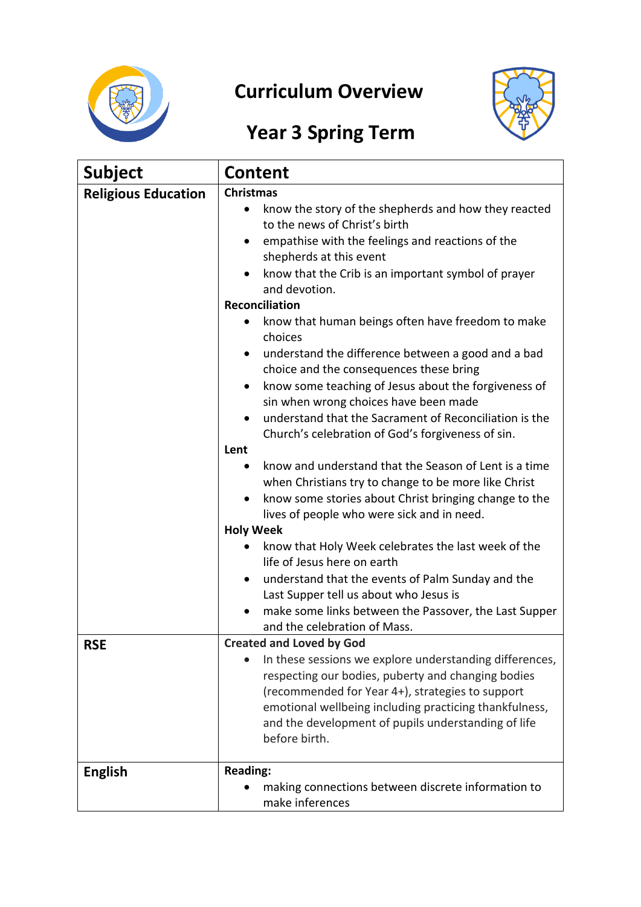# Curriculum Overview

## Year 3 Spring Term

| Subject | Content |
| --- | --- |
| **Religious Education** | **Christmas**<br>• know the story of the shepherds and how they reacted to the news of Christ's birth<br>• empathise with the feelings and reactions of the shepherds at this event<br>• know that the Crib is an important symbol of prayer and devotion.<br>**Reconciliation**<br>• know that human beings often have freedom to make choices<br>• understand the difference between a good and a bad choice and the consequences these bring<br>• know some teaching of Jesus about the forgiveness of sin when wrong choices have been made<br>• understand that the Sacrament of Reconciliation is the Church's celebration of God's forgiveness of sin.<br>**Lent**<br>• know and understand that the Season of Lent is a time when Christians try to change to be more like Christ<br>• know some stories about Christ bringing change to the lives of people who were sick and in need.<br>**Holy Week**<br>• know that Holy Week celebrates the last week of the life of Jesus here on earth<br>• understand that the events of Palm Sunday and the Last Supper tell us about who Jesus is<br>• make some links between the Passover, the Last Supper and the celebration of Mass. |
| **RSE** | **Created and Loved by God**<br>• In these sessions we explore understanding differences, respecting our bodies, puberty and changing bodies (recommended for Year 4+), strategies to support emotional wellbeing including practicing thankfulness, and the development of pupils understanding of life before birth. |
| **English** | **Reading:**<br>• making connections between discrete information to make inferences |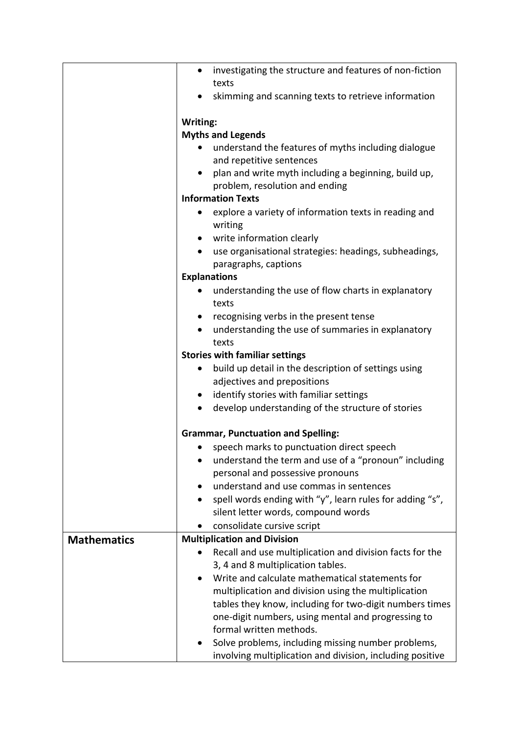| | |
|---|---|
| | • investigating the structure and features of non-fiction texts<br>• skimming and scanning texts to retrieve information<br><br>**Writing:**<br>**Myths and Legends**<br>• understand the features of myths including dialogue and repetitive sentences<br>• plan and write myth including a beginning, build up, problem, resolution and ending<br>**Information Texts**<br>• explore a variety of information texts in reading and writing<br>• write information clearly<br>• use organisational strategies: headings, subheadings, paragraphs, captions<br>**Explanations**<br>• understanding the use of flow charts in explanatory texts<br>• recognising verbs in the present tense<br>• understanding the use of summaries in explanatory texts<br>**Stories with familiar settings**<br>• build up detail in the description of settings using adjectives and prepositions<br>• identify stories with familiar settings<br>• develop understanding of the structure of stories<br><br>**Grammar, Punctuation and Spelling:**<br>• speech marks to punctuation direct speech<br>• understand the term and use of a "pronoun" including personal and possessive pronouns<br>• understand and use commas in sentences<br>• spell words ending with "y", learn rules for adding "s", silent letter words, compound words<br>• consolidate cursive script |
| **Mathematics** | **Multiplication and Division**<br>• Recall and use multiplication and division facts for the 3, 4 and 8 multiplication tables.<br>• Write and calculate mathematical statements for multiplication and division using the multiplication tables they know, including for two-digit numbers times one-digit numbers, using mental and progressing to formal written methods.<br>• Solve problems, including missing number problems, involving multiplication and division, including positive |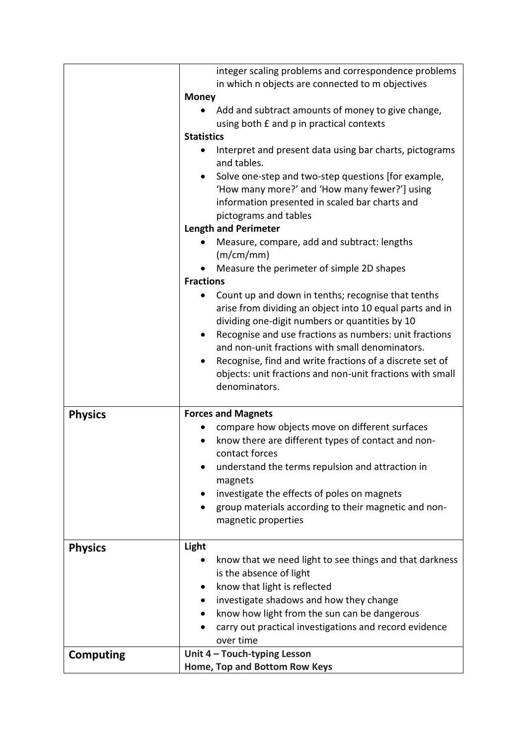| | |
|---|---|
| | integer scaling problems and correspondence problems in which n objects are connected to m objectives<br>**Money**<br>• Add and subtract amounts of money to give change, using both £ and p in practical contexts<br>**Statistics**<br>• Interpret and present data using bar charts, pictograms and tables.<br>• Solve one-step and two-step questions [for example, 'How many more?' and 'How many fewer?'] using information presented in scaled bar charts and pictograms and tables<br>**Length and Perimeter**<br>• Measure, compare, add and subtract: lengths (m/cm/mm)<br>• Measure the perimeter of simple 2D shapes<br>**Fractions**<br>• Count up and down in tenths; recognise that tenths arise from dividing an object into 10 equal parts and in dividing one-digit numbers or quantities by 10<br>• Recognise and use fractions as numbers: unit fractions and non-unit fractions with small denominators.<br>• Recognise, find and write fractions of a discrete set of objects: unit fractions and non-unit fractions with small denominators. |
| **Physics** | **Forces and Magnets**<br>• compare how objects move on different surfaces<br>• know there are different types of contact and non-contact forces<br>• understand the terms repulsion and attraction in magnets<br>• investigate the effects of poles on magnets<br>• group materials according to their magnetic and non-magnetic properties |
| **Physics** | **Light**<br>• know that we need light to see things and that darkness is the absence of light<br>• know that light is reflected<br>• investigate shadows and how they change<br>• know how light from the sun can be dangerous<br>• carry out practical investigations and record evidence over time |
| **Computing** | **Unit 4 – Touch-typing Lesson**<br>**Home, Top and Bottom Row Keys** |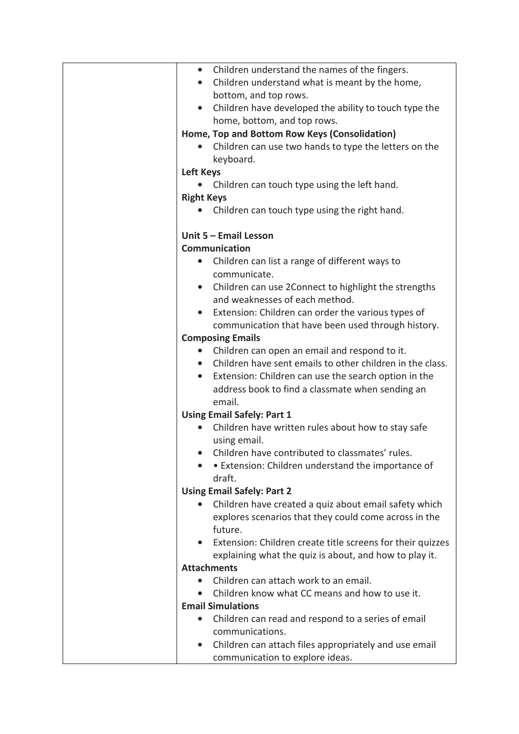| | |
|---|---|
| | • Children understand the names of the fingers.<br>• Children understand what is meant by the home, bottom, and top rows.<br>• Children have developed the ability to touch type the home, bottom, and top rows.<br>**Home, Top and Bottom Row Keys (Consolidation)**<br>• Children can use two hands to type the letters on the keyboard.<br>**Left Keys**<br>• Children can touch type using the left hand.<br>**Right Keys**<br>• Children can touch type using the right hand.<br><br>**Unit 5 – Email Lesson**<br>**Communication**<br>• Children can list a range of different ways to communicate.<br>• Children can use 2Connect to highlight the strengths and weaknesses of each method.<br>• Extension: Children can order the various types of communication that have been used through history.<br>**Composing Emails**<br>• Children can open an email and respond to it.<br>• Children have sent emails to other children in the class.<br>• Extension: Children can use the search option in the address book to find a classmate when sending an email.<br>**Using Email Safely: Part 1**<br>• Children have written rules about how to stay safe using email.<br>• Children have contributed to classmates' rules.<br>• • Extension: Children understand the importance of draft.<br>**Using Email Safely: Part 2**<br>• Children have created a quiz about email safety which explores scenarios that they could come across in the future.<br>• Extension: Children create title screens for their quizzes explaining what the quiz is about, and how to play it.<br>**Attachments**<br>• Children can attach work to an email.<br>• Children know what CC means and how to use it.<br>**Email Simulations**<br>• Children can read and respond to a series of email communications.<br>• Children can attach files appropriately and use email communication to explore ideas. |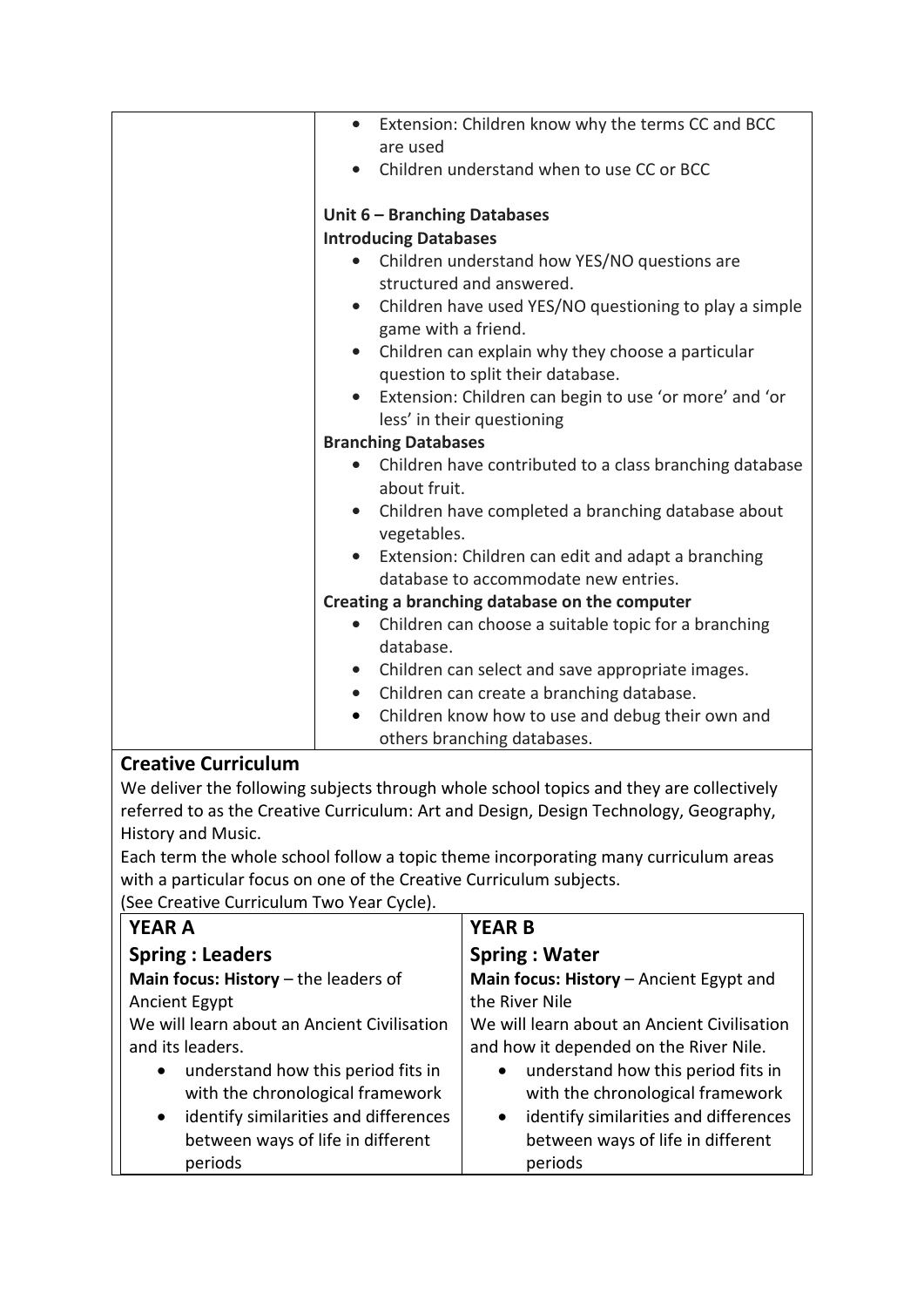| | • Extension: Children know why the terms CC and BCC are used<br>• Children understand when to use CC or BCC<br><br>**Unit 6 – Branching Databases**<br>**Introducing Databases**<br>• Children understand how YES/NO questions are structured and answered.<br>• Children have used YES/NO questioning to play a simple game with a friend.<br>• Children can explain why they choose a particular question to split their database.<br>• Extension: Children can begin to use 'or more' and 'or less' in their questioning<br>**Branching Databases**<br>• Children have contributed to a class branching database about fruit.<br>• Children have completed a branching database about vegetables.<br>• Extension: Children can edit and adapt a branching database to accommodate new entries.<br>**Creating a branching database on the computer**<br>• Children can choose a suitable topic for a branching database.<br>• Children can select and save appropriate images.<br>• Children can create a branching database.<br>• Children know how to use and debug their own and others branching databases. |
|---|---|

## Creative Curriculum

We deliver the following subjects through whole school topics and they are collectively referred to as the Creative Curriculum: Art and Design, Design Technology, Geography, History and Music.

Each term the whole school follow a topic theme incorporating many curriculum areas with a particular focus on one of the Creative Curriculum subjects.

(See Creative Curriculum Two Year Cycle).

| **YEAR A** | **YEAR B** |
|---|---|
| **Spring : Leaders**<br>**Main focus: History** – the leaders of Ancient Egypt<br>We will learn about an Ancient Civilisation and its leaders.<br>• understand how this period fits in with the chronological framework<br>• identify similarities and differences between ways of life in different periods | **Spring : Water**<br>**Main focus: History** – Ancient Egypt and the River Nile<br>We will learn about an Ancient Civilisation and how it depended on the River Nile.<br>• understand how this period fits in with the chronological framework<br>• identify similarities and differences between ways of life in different periods |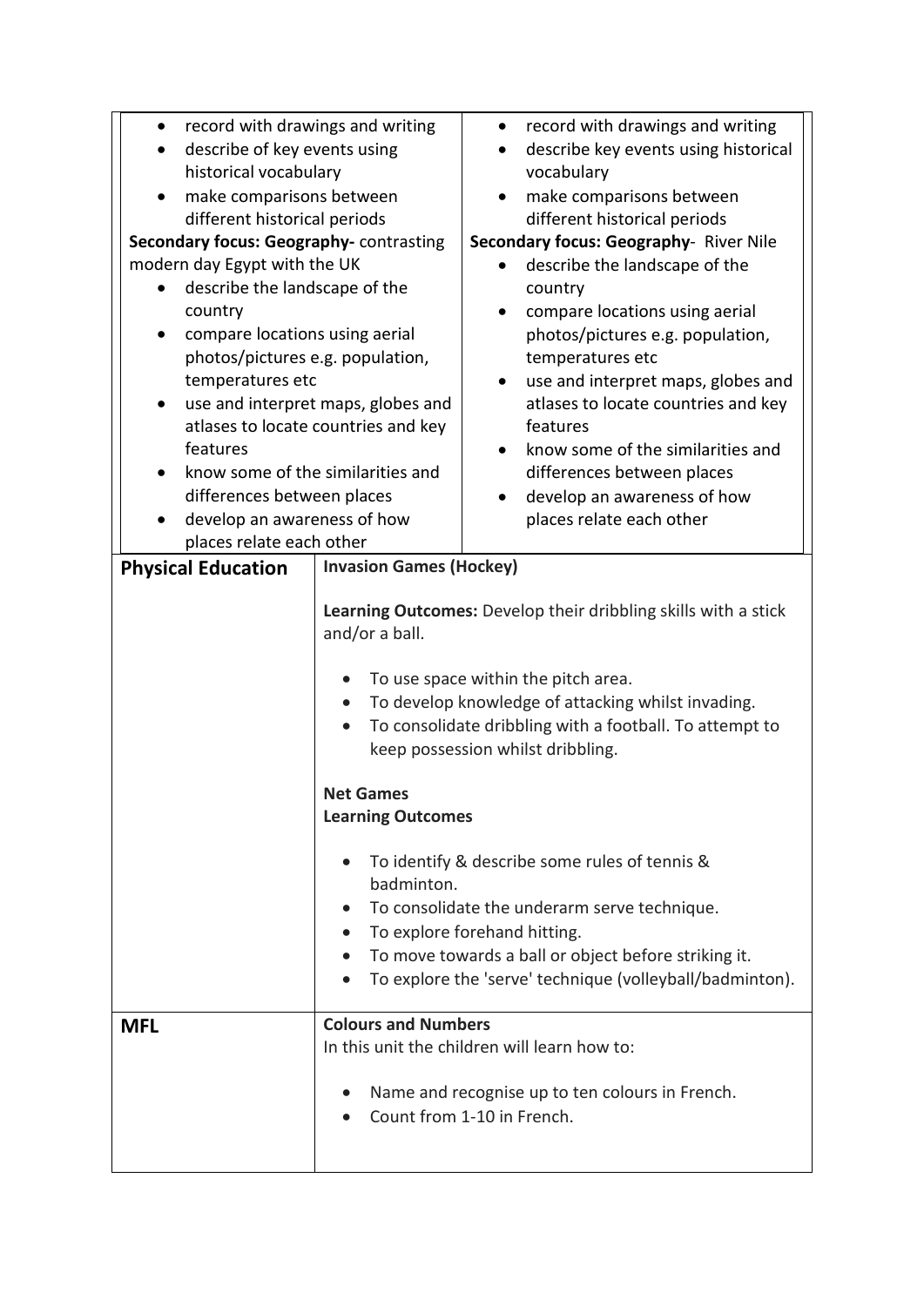| | | |
|---|---|---|
| | <ul><li>record with drawings and writing</li><li>describe of key events using historical vocabulary</li><li>make comparisons between different historical periods</li></ul>**Secondary focus: Geography-** contrasting modern day Egypt with the UK<ul><li>describe the landscape of the country</li><li>compare locations using aerial photos/pictures e.g. population, temperatures etc</li><li>use and interpret maps, globes and atlases to locate countries and key features</li><li>know some of the similarities and differences between places</li><li>develop an awareness of how places relate each other</li></ul> | <ul><li>record with drawings and writing</li><li>describe key events using historical vocabulary</li><li>make comparisons between different historical periods</li></ul>**Secondary focus: Geography**- River Nile<ul><li>describe the landscape of the country</li><li>compare locations using aerial photos/pictures e.g. population, temperatures etc</li><li>use and interpret maps, globes and atlases to locate countries and key features</li><li>know some of the similarities and differences between places</li><li>develop an awareness of how places relate each other</li></ul> |
| **Physical Education** | **Invasion Games (Hockey)**<br><br>**Learning Outcomes:** Develop their dribbling skills with a stick and/or a ball.<ul><li>To use space within the pitch area.</li><li>To develop knowledge of attacking whilst invading.</li><li>To consolidate dribbling with a football. To attempt to keep possession whilst dribbling.</li></ul>**Net Games**<br>**Learning Outcomes**<ul><li>To identify & describe some rules of tennis & badminton.</li><li>To consolidate the underarm serve technique.</li><li>To explore forehand hitting.</li><li>To move towards a ball or object before striking it.</li><li>To explore the 'serve' technique (volleyball/badminton).</li></ul> | |
| **MFL** | **Colours and Numbers**<br>In this unit the children will learn how to:<ul><li>Name and recognise up to ten colours in French.</li><li>Count from 1-10 in French.</li></ul> | |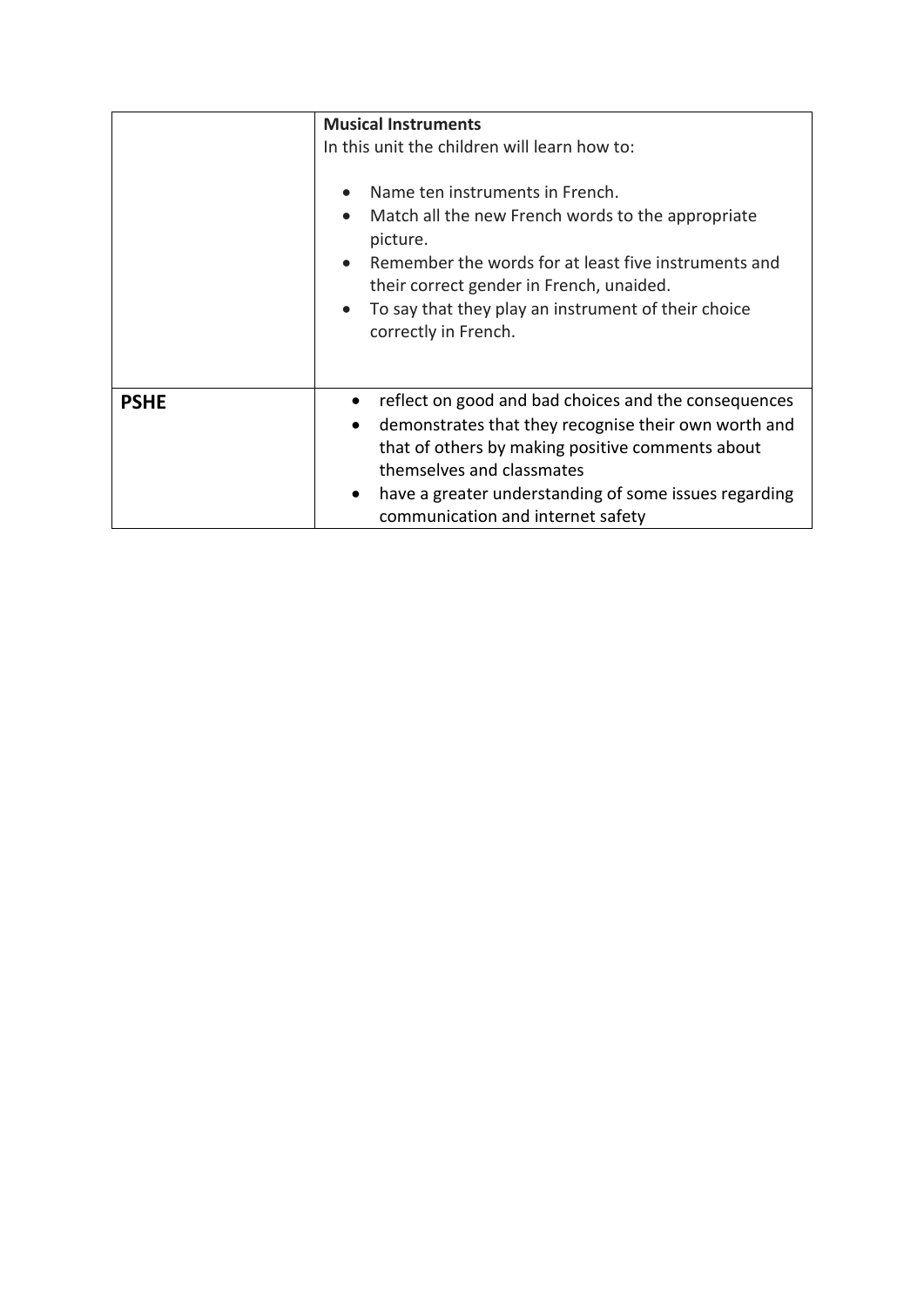| | |
|---|---|
| | **Musical Instruments**<br>In this unit the children will learn how to:<br><br>• Name ten instruments in French.<br>• Match all the new French words to the appropriate picture.<br>• Remember the words for at least five instruments and their correct gender in French, unaided.<br>• To say that they play an instrument of their choice correctly in French. |
| **PSHE** | • reflect on good and bad choices and the consequences<br>• demonstrates that they recognise their own worth and that of others by making positive comments about themselves and classmates<br>• have a greater understanding of some issues regarding communication and internet safety |